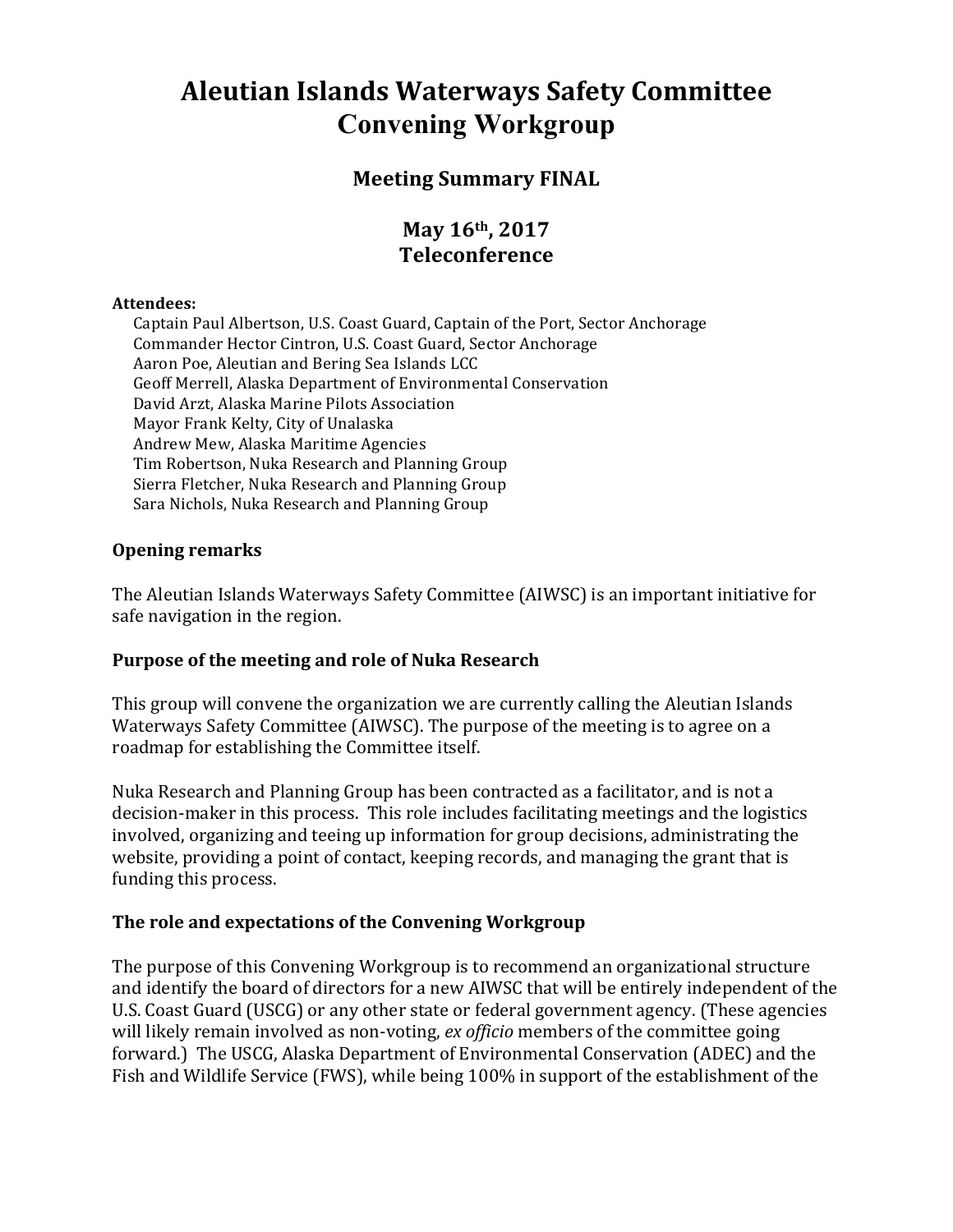# Aleutian Islands Waterways Safety Committee Convening Workgroup

## Meeting Summary FINAL

## May 16th, 2017 Teleconference

**Attendees:**

Captain Paul Albertson, U.S. Coast Guard, Captain of the Port, Sector Anchorage
Commander Hector Cintron, U.S. Coast Guard, Sector Anchorage
Aaron Poe, Aleutian and Bering Sea Islands LCC
Geoff Merrell, Alaska Department of Environmental Conservation
David Arzt, Alaska Marine Pilots Association
Mayor Frank Kelty, City of Unalaska
Andrew Mew, Alaska Maritime Agencies
Tim Robertson, Nuka Research and Planning Group
Sierra Fletcher, Nuka Research and Planning Group
Sara Nichols, Nuka Research and Planning Group

### Opening remarks

The Aleutian Islands Waterways Safety Committee (AIWSC) is an important initiative for safe navigation in the region.

### Purpose of the meeting and role of Nuka Research

This group will convene the organization we are currently calling the Aleutian Islands Waterways Safety Committee (AIWSC). The purpose of the meeting is to agree on a roadmap for establishing the Committee itself.

Nuka Research and Planning Group has been contracted as a facilitator, and is not a decision-maker in this process. This role includes facilitating meetings and the logistics involved, organizing and teeing up information for group decisions, administrating the website, providing a point of contact, keeping records, and managing the grant that is funding this process.

### The role and expectations of the Convening Workgroup

The purpose of this Convening Workgroup is to recommend an organizational structure and identify the board of directors for a new AIWSC that will be entirely independent of the U.S. Coast Guard (USCG) or any other state or federal government agency. (These agencies will likely remain involved as non-voting, *ex officio* members of the committee going forward.) The USCG, Alaska Department of Environmental Conservation (ADEC) and the Fish and Wildlife Service (FWS), while being 100% in support of the establishment of the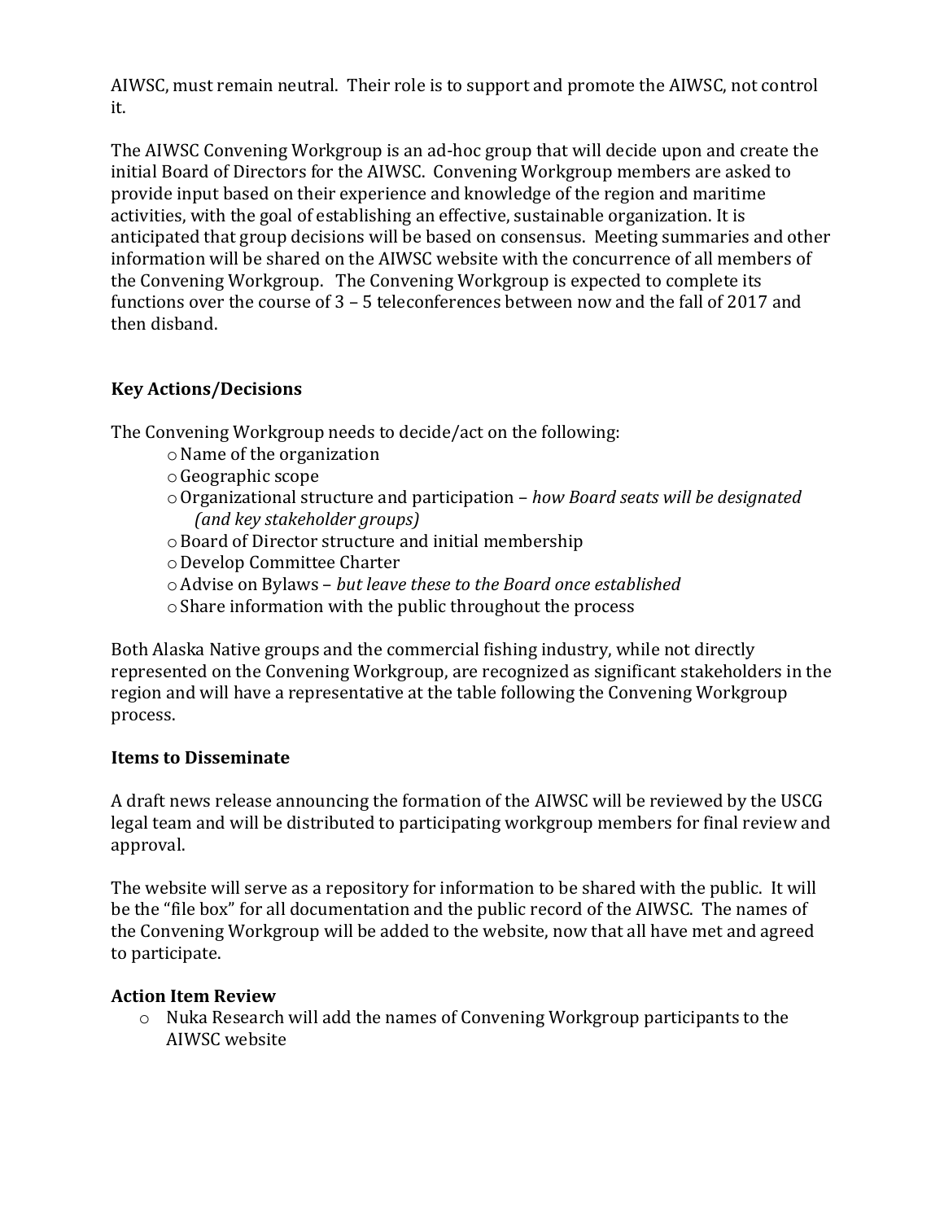AIWSC, must remain neutral. Their role is to support and promote the AIWSC, not control it.

The AIWSC Convening Workgroup is an ad-hoc group that will decide upon and create the initial Board of Directors for the AIWSC. Convening Workgroup members are asked to provide input based on their experience and knowledge of the region and maritime activities, with the goal of establishing an effective, sustainable organization. It is anticipated that group decisions will be based on consensus. Meeting summaries and other information will be shared on the AIWSC website with the concurrence of all members of the Convening Workgroup. The Convening Workgroup is expected to complete its functions over the course of 3 – 5 teleconferences between now and the fall of 2017 and then disband.

## Key Actions/Decisions

The Convening Workgroup needs to decide/act on the following:

- Name of the organization
- Geographic scope
- Organizational structure and participation – *how Board seats will be designated (and key stakeholder groups)*
- Board of Director structure and initial membership
- Develop Committee Charter
- Advise on Bylaws – *but leave these to the Board once established*
- Share information with the public throughout the process

Both Alaska Native groups and the commercial fishing industry, while not directly represented on the Convening Workgroup, are recognized as significant stakeholders in the region and will have a representative at the table following the Convening Workgroup process.

## Items to Disseminate

A draft news release announcing the formation of the AIWSC will be reviewed by the USCG legal team and will be distributed to participating workgroup members for final review and approval.

The website will serve as a repository for information to be shared with the public. It will be the "file box" for all documentation and the public record of the AIWSC. The names of the Convening Workgroup will be added to the website, now that all have met and agreed to participate.

## Action Item Review

- Nuka Research will add the names of Convening Workgroup participants to the AIWSC website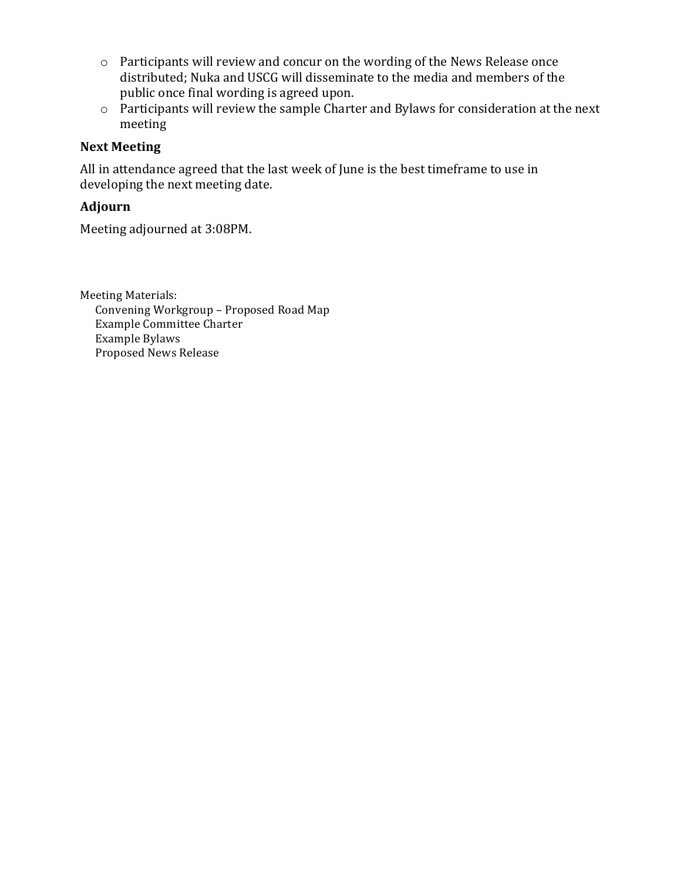- Participants will review and concur on the wording of the News Release once distributed; Nuka and USCG will disseminate to the media and members of the public once final wording is agreed upon.
- Participants will review the sample Charter and Bylaws for consideration at the next meeting

### Next Meeting

All in attendance agreed that the last week of June is the best timeframe to use in developing the next meeting date.

### Adjourn

Meeting adjourned at 3:08PM.

Meeting Materials:
- Convening Workgroup – Proposed Road Map
- Example Committee Charter
- Example Bylaws
- Proposed News Release